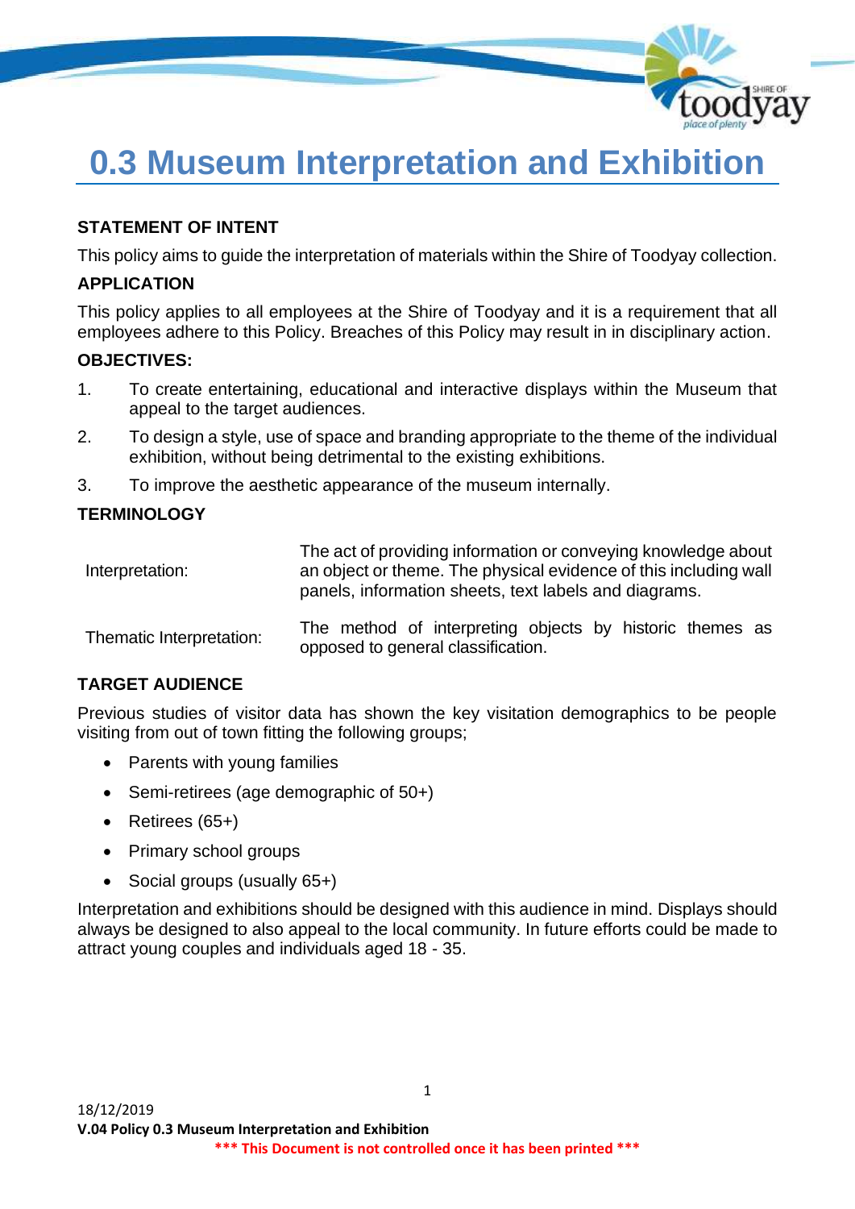# 0.3 Museum Interpretation and Exhibition

## STATEMENT OF INTENT

This policy aims to guide the interpretation of materials within the Shire of Toodyay collection.

## APPLICATION

This policy applies to all employees at the Shire of Toodyay and it is a requirement that all employees adhere to this Policy. Breaches of this Policy may result in in disciplinary action.

## OBJECTIVES:

1. To create entertaining, educational and interactive displays within the Museum that appeal to the target audiences.
2. To design a style, use of space and branding appropriate to the theme of the individual exhibition, without being detrimental to the existing exhibitions.
3. To improve the aesthetic appearance of the museum internally.

## TERMINOLOGY

| | |
|---|---|
| Interpretation: | The act of providing information or conveying knowledge about an object or theme. The physical evidence of this including wall panels, information sheets, text labels and diagrams. |
| Thematic Interpretation: | The method of interpreting objects by historic themes as opposed to general classification. |

## TARGET AUDIENCE

Previous studies of visitor data has shown the key visitation demographics to be people visiting from out of town fitting the following groups;

- Parents with young families
- Semi-retirees (age demographic of 50+)
- Retirees (65+)
- Primary school groups
- Social groups (usually 65+)

Interpretation and exhibitions should be designed with this audience in mind. Displays should always be designed to also appeal to the local community. In future efforts could be made to attract young couples and individuals aged 18 - 35.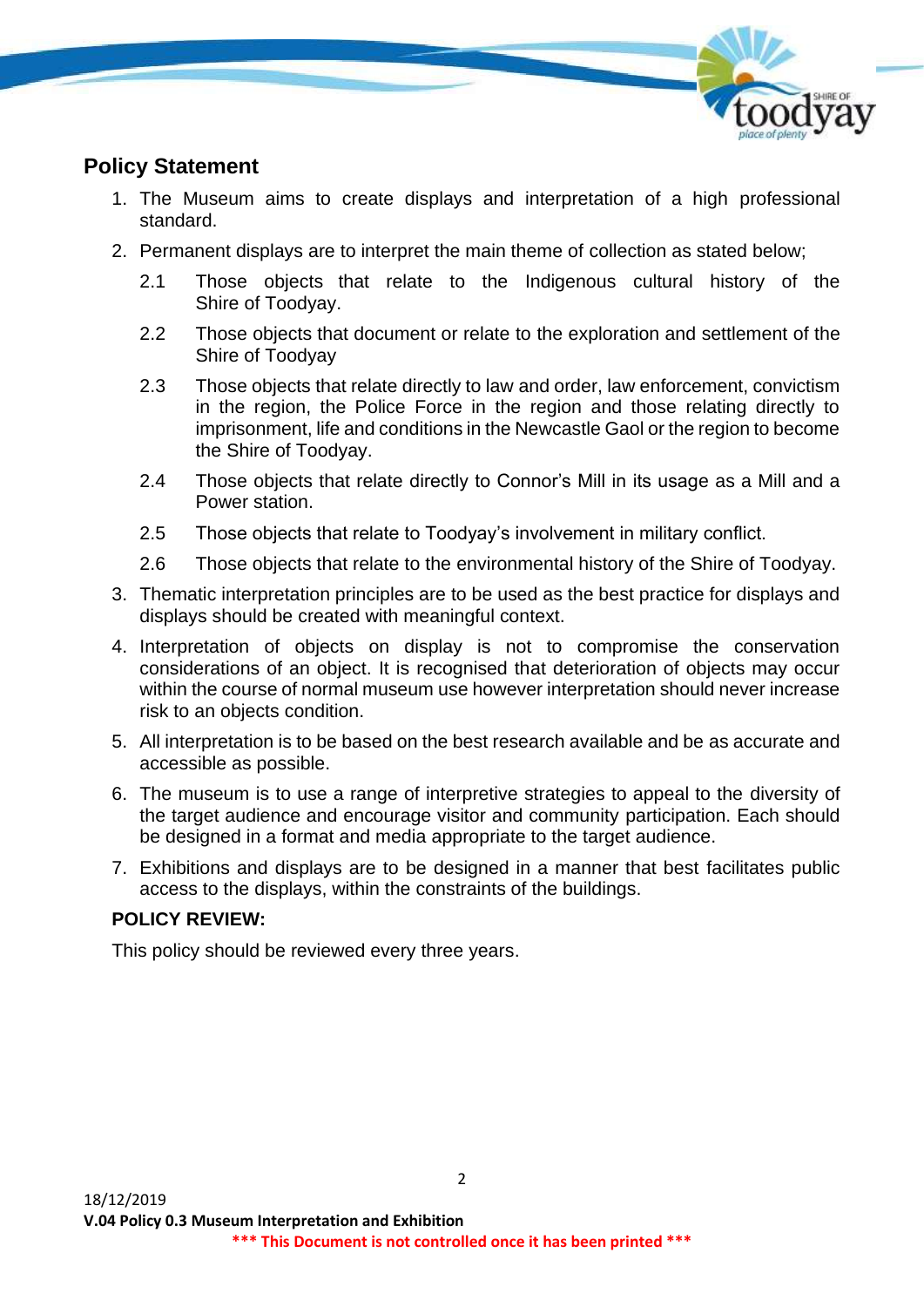## Policy Statement

1. The Museum aims to create displays and interpretation of a high professional standard.
2. Permanent displays are to interpret the main theme of collection as stated below;
   - 2.1 Those objects that relate to the Indigenous cultural history of the Shire of Toodyay.
   - 2.2 Those objects that document or relate to the exploration and settlement of the Shire of Toodyay
   - 2.3 Those objects that relate directly to law and order, law enforcement, convictism in the region, the Police Force in the region and those relating directly to imprisonment, life and conditions in the Newcastle Gaol or the region to become the Shire of Toodyay.
   - 2.4 Those objects that relate directly to Connor's Mill in its usage as a Mill and a Power station.
   - 2.5 Those objects that relate to Toodyay's involvement in military conflict.
   - 2.6 Those objects that relate to the environmental history of the Shire of Toodyay.
3. Thematic interpretation principles are to be used as the best practice for displays and displays should be created with meaningful context.
4. Interpretation of objects on display is not to compromise the conservation considerations of an object. It is recognised that deterioration of objects may occur within the course of normal museum use however interpretation should never increase risk to an objects condition.
5. All interpretation is to be based on the best research available and be as accurate and accessible as possible.
6. The museum is to use a range of interpretive strategies to appeal to the diversity of the target audience and encourage visitor and community participation. Each should be designed in a format and media appropriate to the target audience.
7. Exhibitions and displays are to be designed in a manner that best facilitates public access to the displays, within the constraints of the buildings.

**POLICY REVIEW:**

This policy should be reviewed every three years.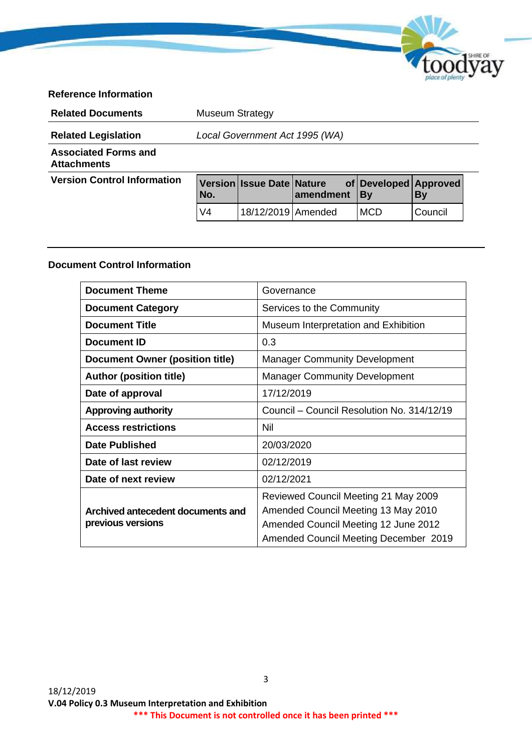## Reference Information

| | |
|---|---|
| **Related Documents** | Museum Strategy |
| **Related Legislation** | *Local Government Act 1995 (WA)* |
| **Associated Forms and Attachments** | |
| **Version Control Information** | |

| Version No. | Issue Date | Nature of amendment | Developed By | Approved By |
|---|---|---|---|---|
| V4 | 18/12/2019 | Amended | MCD | Council |

## Document Control Information

| | |
|---|---|
| **Document Theme** | Governance |
| **Document Category** | Services to the Community |
| **Document Title** | Museum Interpretation and Exhibition |
| **Document ID** | 0.3 |
| **Document Owner (position title)** | Manager Community Development |
| **Author (position title)** | Manager Community Development |
| **Date of approval** | 17/12/2019 |
| **Approving authority** | Council – Council Resolution No. 314/12/19 |
| **Access restrictions** | Nil |
| **Date Published** | 20/03/2020 |
| **Date of last review** | 02/12/2019 |
| **Date of next review** | 02/12/2021 |
| **Archived antecedent documents and previous versions** | Reviewed Council Meeting 21 May 2009<br>Amended Council Meeting 13 May 2010<br>Amended Council Meeting 12 June 2012<br>Amended Council Meeting December 2019 |

18/12/2019
**V.04 Policy 0.3 Museum Interpretation and Exhibition**
**\*\*\* This Document is not controlled once it has been printed \*\*\***